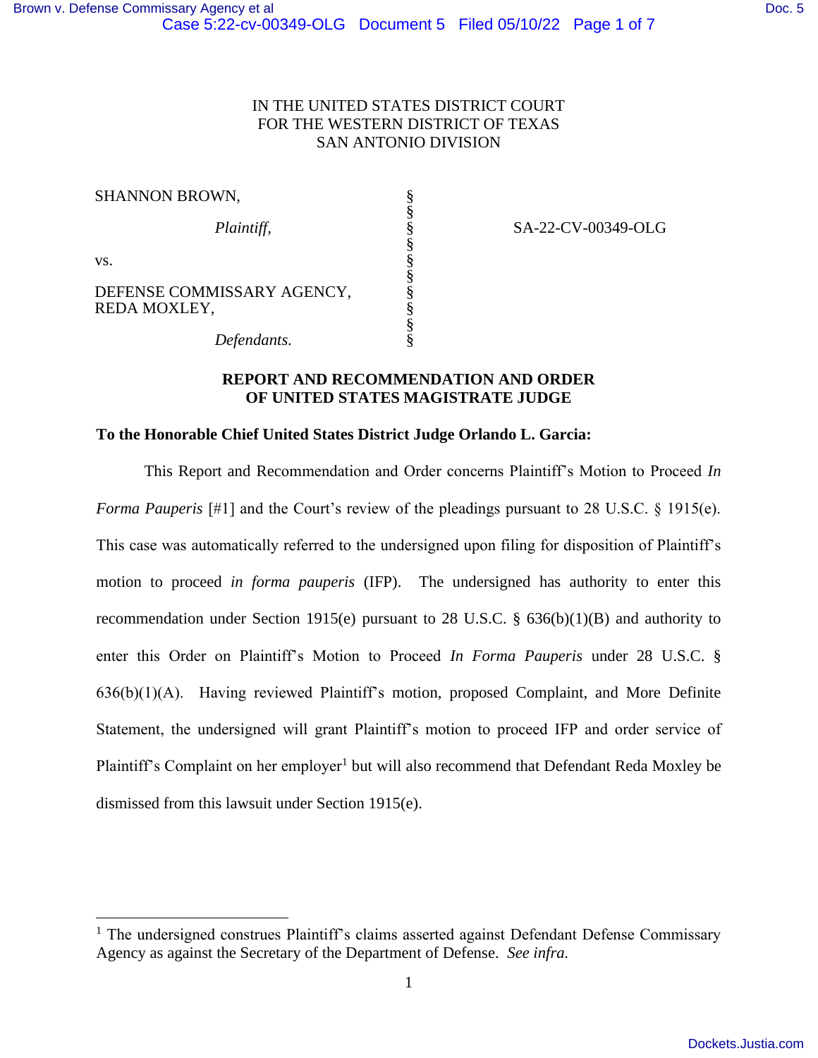IN THE UNITED STATES DISTRICT COURT
FOR THE WESTERN DISTRICT OF TEXAS
SAN ANTONIO DIVISION

| | | |
|---|---|---|
| SHANNON BROWN, | § | |
| *Plaintiff,* | § | SA-22-CV-00349-OLG |
| vs. | § | |
| DEFENSE COMMISSARY AGENCY, REDA MOXLEY, | § | |
| *Defendants.* | § | |

**REPORT AND RECOMMENDATION AND ORDER OF UNITED STATES MAGISTRATE JUDGE**

**To the Honorable Chief United States District Judge Orlando L. Garcia:**

This Report and Recommendation and Order concerns Plaintiff's Motion to Proceed *In Forma Pauperis* [#1] and the Court's review of the pleadings pursuant to 28 U.S.C. § 1915(e). This case was automatically referred to the undersigned upon filing for disposition of Plaintiff's motion to proceed *in forma pauperis* (IFP). The undersigned has authority to enter this recommendation under Section 1915(e) pursuant to 28 U.S.C. § 636(b)(1)(B) and authority to enter this Order on Plaintiff's Motion to Proceed *In Forma Pauperis* under 28 U.S.C. § 636(b)(1)(A). Having reviewed Plaintiff's motion, proposed Complaint, and More Definite Statement, the undersigned will grant Plaintiff's motion to proceed IFP and order service of Plaintiff's Complaint on her employer[1] but will also recommend that Defendant Reda Moxley be dismissed from this lawsuit under Section 1915(e).

[1] The undersigned construes Plaintiff's claims asserted against Defendant Defense Commissary Agency as against the Secretary of the Department of Defense. *See infra.*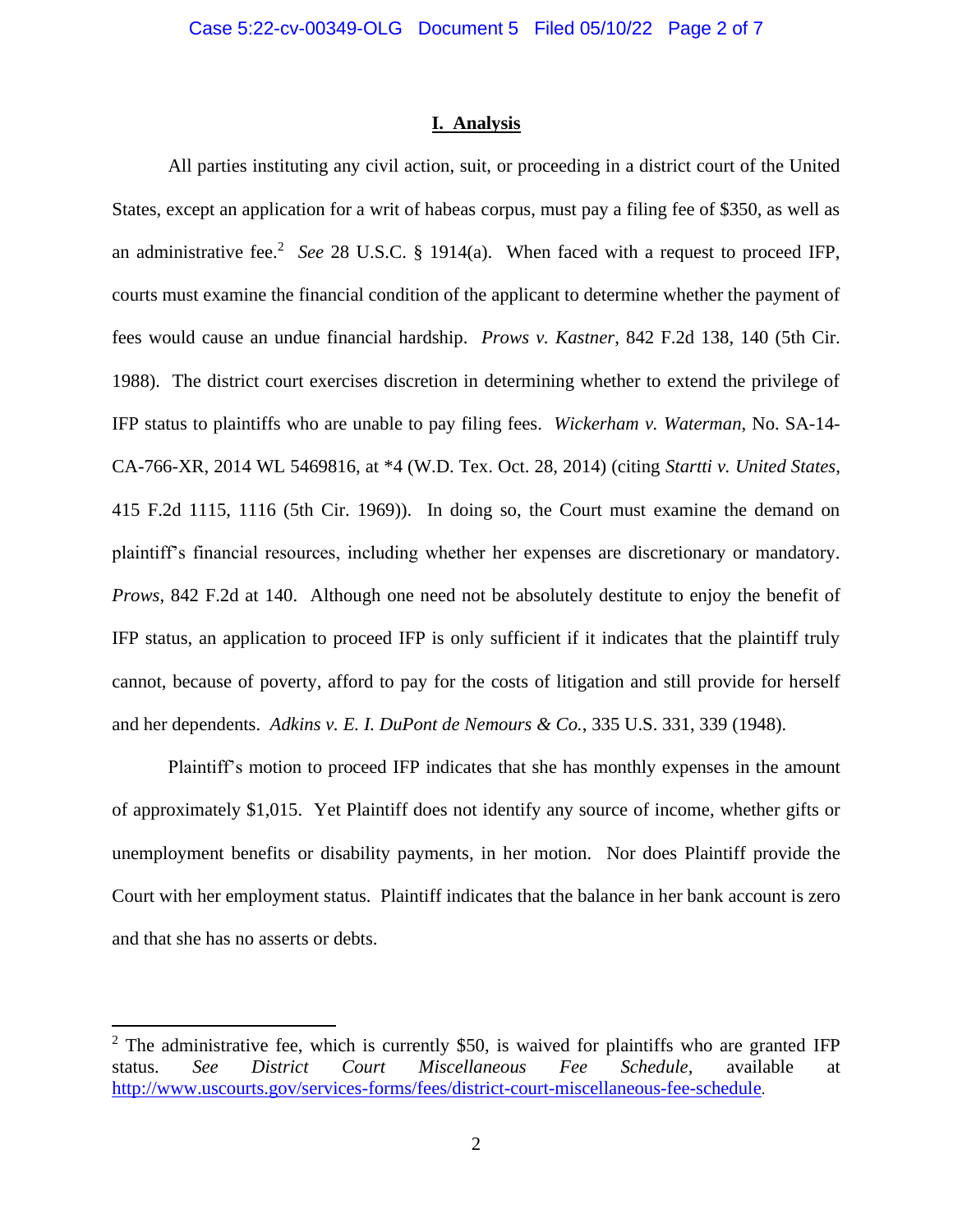## I. Analysis

All parties instituting any civil action, suit, or proceeding in a district court of the United States, except an application for a writ of habeas corpus, must pay a filing fee of $350, as well as an administrative fee.[2] *See* 28 U.S.C. § 1914(a). When faced with a request to proceed IFP, courts must examine the financial condition of the applicant to determine whether the payment of fees would cause an undue financial hardship. *Prows v. Kastner*, 842 F.2d 138, 140 (5th Cir. 1988). The district court exercises discretion in determining whether to extend the privilege of IFP status to plaintiffs who are unable to pay filing fees. *Wickerham v. Waterman*, No. SA-14-CA-766-XR, 2014 WL 5469816, at *4 (W.D. Tex. Oct. 28, 2014) (citing *Startti v. United States*, 415 F.2d 1115, 1116 (5th Cir. 1969)). In doing so, the Court must examine the demand on plaintiff's financial resources, including whether her expenses are discretionary or mandatory. *Prows*, 842 F.2d at 140. Although one need not be absolutely destitute to enjoy the benefit of IFP status, an application to proceed IFP is only sufficient if it indicates that the plaintiff truly cannot, because of poverty, afford to pay for the costs of litigation and still provide for herself and her dependents. *Adkins v. E. I. DuPont de Nemours & Co.*, 335 U.S. 331, 339 (1948).

Plaintiff's motion to proceed IFP indicates that she has monthly expenses in the amount of approximately $1,015. Yet Plaintiff does not identify any source of income, whether gifts or unemployment benefits or disability payments, in her motion. Nor does Plaintiff provide the Court with her employment status. Plaintiff indicates that the balance in her bank account is zero and that she has no asserts or debts.

---

[2] The administrative fee, which is currently $50, is waived for plaintiffs who are granted IFP status. *See District Court Miscellaneous Fee Schedule*, available at http://www.uscourts.gov/services-forms/fees/district-court-miscellaneous-fee-schedule.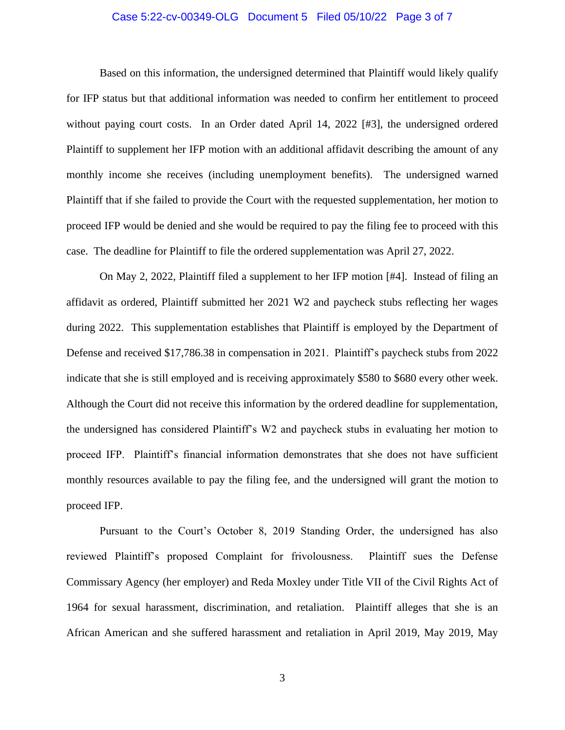Based on this information, the undersigned determined that Plaintiff would likely qualify for IFP status but that additional information was needed to confirm her entitlement to proceed without paying court costs. In an Order dated April 14, 2022 [#3], the undersigned ordered Plaintiff to supplement her IFP motion with an additional affidavit describing the amount of any monthly income she receives (including unemployment benefits). The undersigned warned Plaintiff that if she failed to provide the Court with the requested supplementation, her motion to proceed IFP would be denied and she would be required to pay the filing fee to proceed with this case. The deadline for Plaintiff to file the ordered supplementation was April 27, 2022.

On May 2, 2022, Plaintiff filed a supplement to her IFP motion [#4]. Instead of filing an affidavit as ordered, Plaintiff submitted her 2021 W2 and paycheck stubs reflecting her wages during 2022. This supplementation establishes that Plaintiff is employed by the Department of Defense and received $17,786.38 in compensation in 2021. Plaintiff's paycheck stubs from 2022 indicate that she is still employed and is receiving approximately $580 to $680 every other week. Although the Court did not receive this information by the ordered deadline for supplementation, the undersigned has considered Plaintiff's W2 and paycheck stubs in evaluating her motion to proceed IFP. Plaintiff's financial information demonstrates that she does not have sufficient monthly resources available to pay the filing fee, and the undersigned will grant the motion to proceed IFP.

Pursuant to the Court's October 8, 2019 Standing Order, the undersigned has also reviewed Plaintiff's proposed Complaint for frivolousness. Plaintiff sues the Defense Commissary Agency (her employer) and Reda Moxley under Title VII of the Civil Rights Act of 1964 for sexual harassment, discrimination, and retaliation. Plaintiff alleges that she is an African American and she suffered harassment and retaliation in April 2019, May 2019, May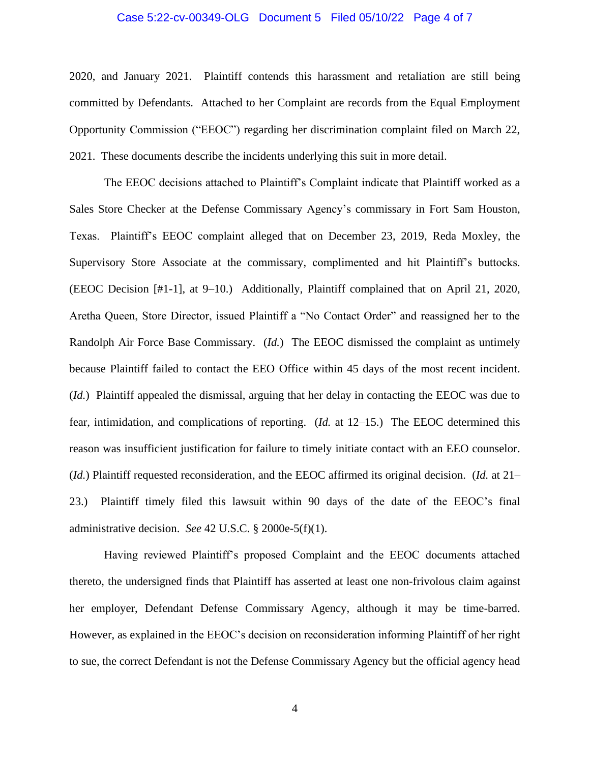2020, and January 2021. Plaintiff contends this harassment and retaliation are still being committed by Defendants. Attached to her Complaint are records from the Equal Employment Opportunity Commission ("EEOC") regarding her discrimination complaint filed on March 22, 2021. These documents describe the incidents underlying this suit in more detail.

The EEOC decisions attached to Plaintiff's Complaint indicate that Plaintiff worked as a Sales Store Checker at the Defense Commissary Agency's commissary in Fort Sam Houston, Texas. Plaintiff's EEOC complaint alleged that on December 23, 2019, Reda Moxley, the Supervisory Store Associate at the commissary, complimented and hit Plaintiff's buttocks. (EEOC Decision [#1-1], at 9–10.) Additionally, Plaintiff complained that on April 21, 2020, Aretha Queen, Store Director, issued Plaintiff a "No Contact Order" and reassigned her to the Randolph Air Force Base Commissary. (*Id.*) The EEOC dismissed the complaint as untimely because Plaintiff failed to contact the EEO Office within 45 days of the most recent incident. (*Id.*) Plaintiff appealed the dismissal, arguing that her delay in contacting the EEOC was due to fear, intimidation, and complications of reporting. (*Id.* at 12–15.) The EEOC determined this reason was insufficient justification for failure to timely initiate contact with an EEO counselor. (*Id.*) Plaintiff requested reconsideration, and the EEOC affirmed its original decision. (*Id.* at 21–23.) Plaintiff timely filed this lawsuit within 90 days of the date of the EEOC's final administrative decision. *See* 42 U.S.C. § 2000e-5(f)(1).

Having reviewed Plaintiff's proposed Complaint and the EEOC documents attached thereto, the undersigned finds that Plaintiff has asserted at least one non-frivolous claim against her employer, Defendant Defense Commissary Agency, although it may be time-barred. However, as explained in the EEOC's decision on reconsideration informing Plaintiff of her right to sue, the correct Defendant is not the Defense Commissary Agency but the official agency head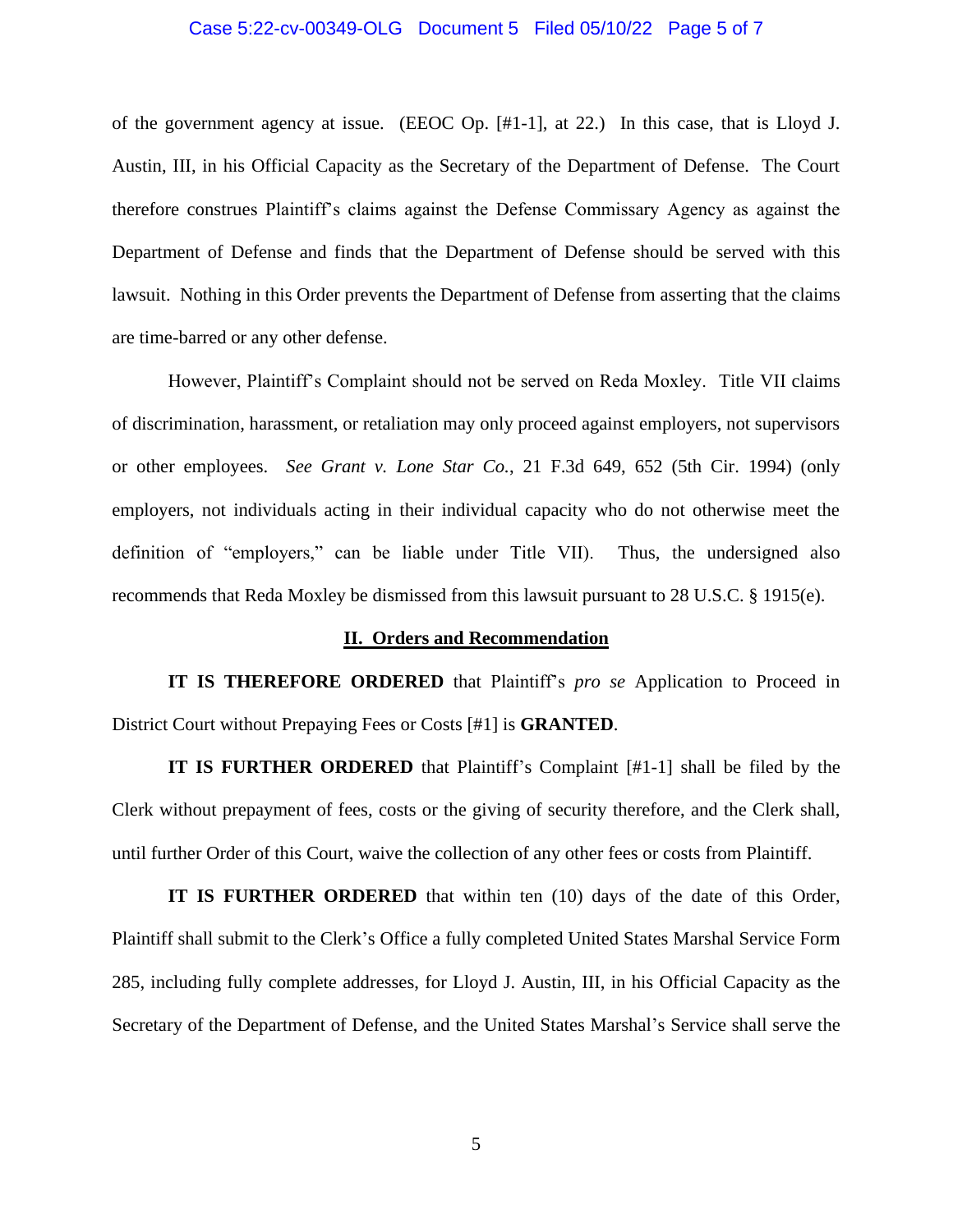of the government agency at issue. (EEOC Op. [#1-1], at 22.) In this case, that is Lloyd J. Austin, III, in his Official Capacity as the Secretary of the Department of Defense. The Court therefore construes Plaintiff's claims against the Defense Commissary Agency as against the Department of Defense and finds that the Department of Defense should be served with this lawsuit. Nothing in this Order prevents the Department of Defense from asserting that the claims are time-barred or any other defense.

However, Plaintiff's Complaint should not be served on Reda Moxley. Title VII claims of discrimination, harassment, or retaliation may only proceed against employers, not supervisors or other employees. *See Grant v. Lone Star Co.*, 21 F.3d 649, 652 (5th Cir. 1994) (only employers, not individuals acting in their individual capacity who do not otherwise meet the definition of "employers," can be liable under Title VII). Thus, the undersigned also recommends that Reda Moxley be dismissed from this lawsuit pursuant to 28 U.S.C. § 1915(e).

## II. Orders and Recommendation

**IT IS THEREFORE ORDERED** that Plaintiff's *pro se* Application to Proceed in District Court without Prepaying Fees or Costs [#1] is **GRANTED**.

**IT IS FURTHER ORDERED** that Plaintiff's Complaint [#1-1] shall be filed by the Clerk without prepayment of fees, costs or the giving of security therefore, and the Clerk shall, until further Order of this Court, waive the collection of any other fees or costs from Plaintiff.

**IT IS FURTHER ORDERED** that within ten (10) days of the date of this Order, Plaintiff shall submit to the Clerk's Office a fully completed United States Marshal Service Form 285, including fully complete addresses, for Lloyd J. Austin, III, in his Official Capacity as the Secretary of the Department of Defense, and the United States Marshal's Service shall serve the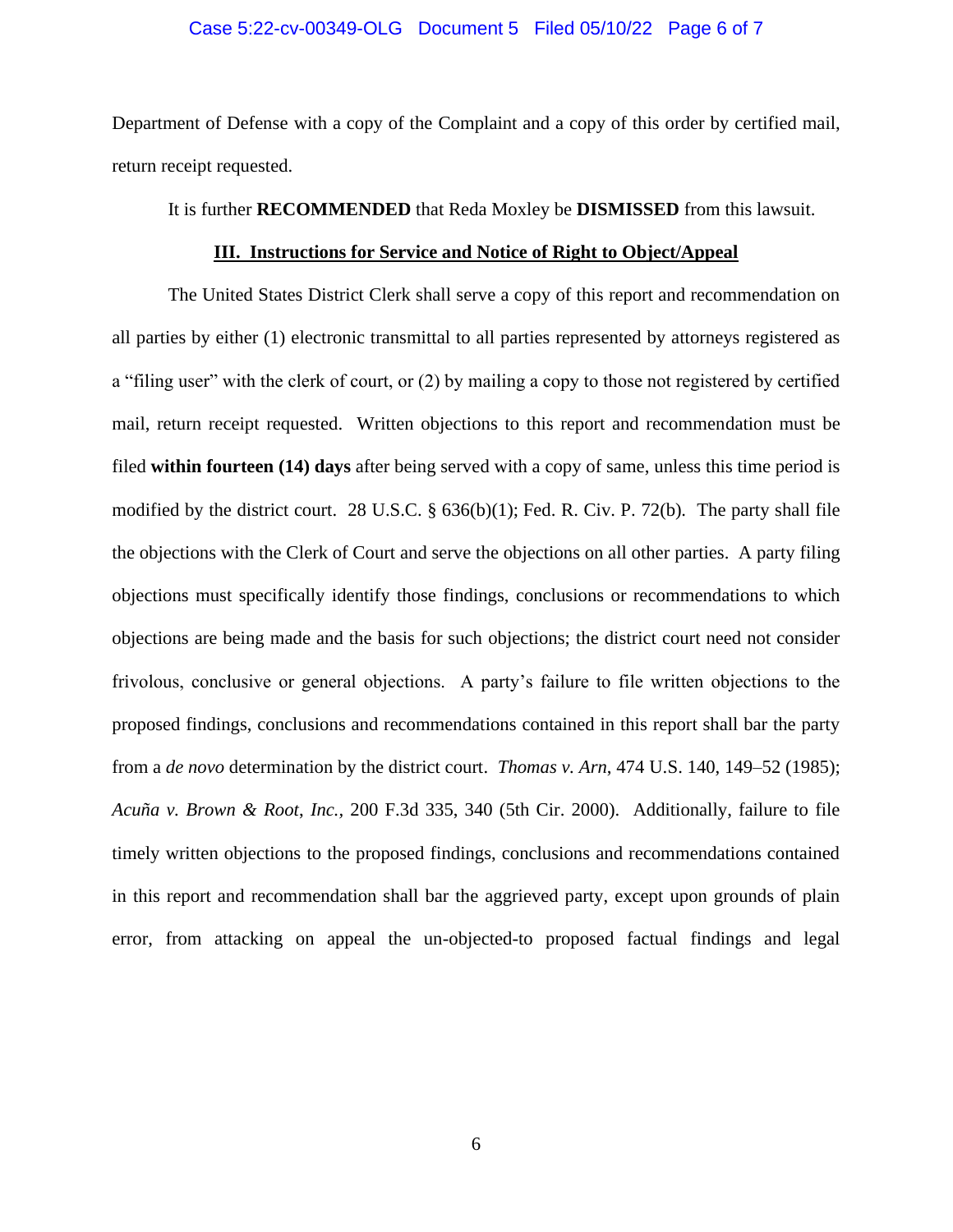Department of Defense with a copy of the Complaint and a copy of this order by certified mail, return receipt requested.

It is further **RECOMMENDED** that Reda Moxley be **DISMISSED** from this lawsuit.

## III. Instructions for Service and Notice of Right to Object/Appeal

The United States District Clerk shall serve a copy of this report and recommendation on all parties by either (1) electronic transmittal to all parties represented by attorneys registered as a "filing user" with the clerk of court, or (2) by mailing a copy to those not registered by certified mail, return receipt requested. Written objections to this report and recommendation must be filed **within fourteen (14) days** after being served with a copy of same, unless this time period is modified by the district court. 28 U.S.C. § 636(b)(1); Fed. R. Civ. P. 72(b). The party shall file the objections with the Clerk of Court and serve the objections on all other parties. A party filing objections must specifically identify those findings, conclusions or recommendations to which objections are being made and the basis for such objections; the district court need not consider frivolous, conclusive or general objections. A party's failure to file written objections to the proposed findings, conclusions and recommendations contained in this report shall bar the party from a *de novo* determination by the district court. *Thomas v. Arn*, 474 U.S. 140, 149–52 (1985); *Acuña v. Brown & Root*, *Inc.*, 200 F.3d 335, 340 (5th Cir. 2000). Additionally, failure to file timely written objections to the proposed findings, conclusions and recommendations contained in this report and recommendation shall bar the aggrieved party, except upon grounds of plain error, from attacking on appeal the un-objected-to proposed factual findings and legal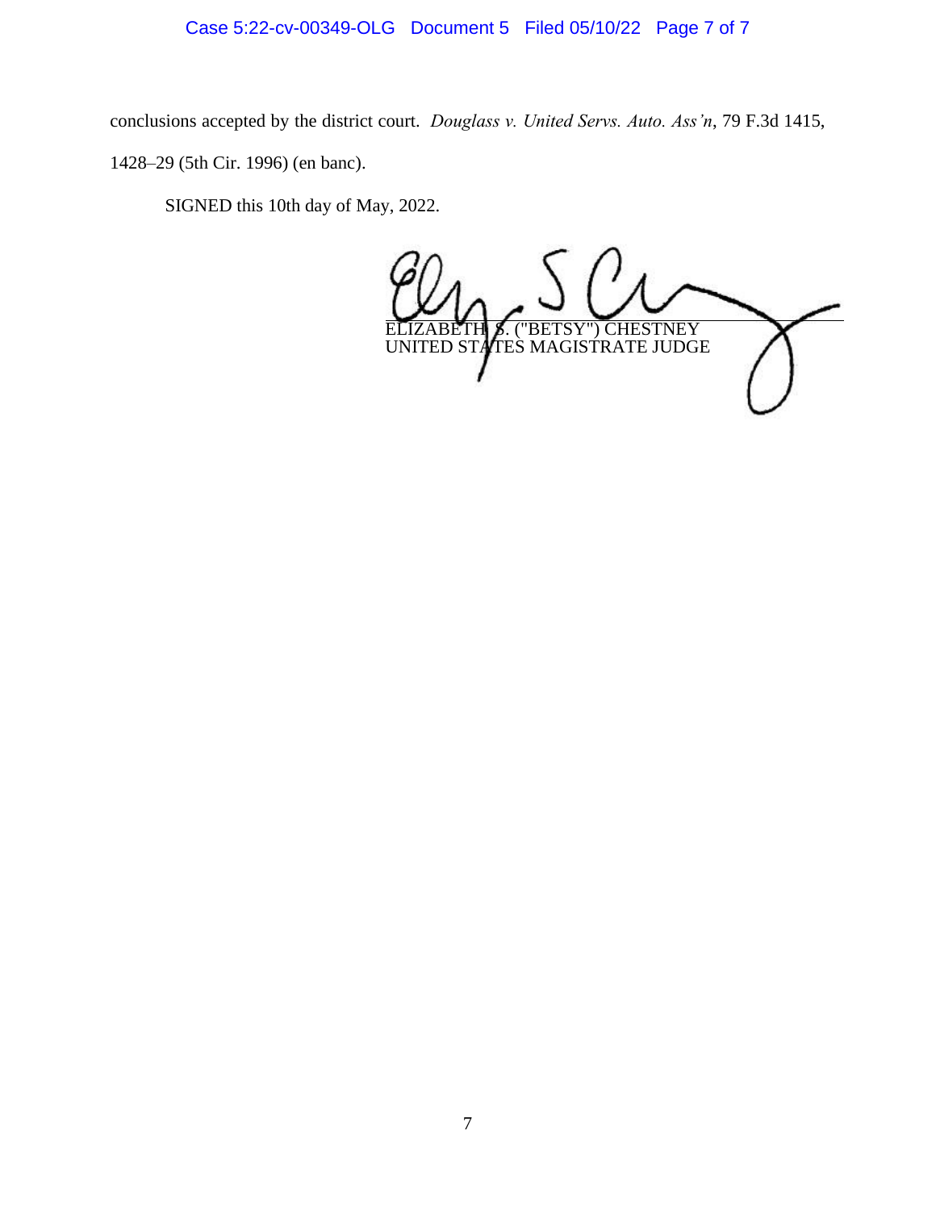conclusions accepted by the district court. *Douglass v. United Servs. Auto. Ass'n*, 79 F.3d 1415, 1428–29 (5th Cir. 1996) (en banc).

SIGNED this 10th day of May, 2022.

ELIZABETH S. ("BETSY") CHESTNEY
UNITED STATES MAGISTRATE JUDGE